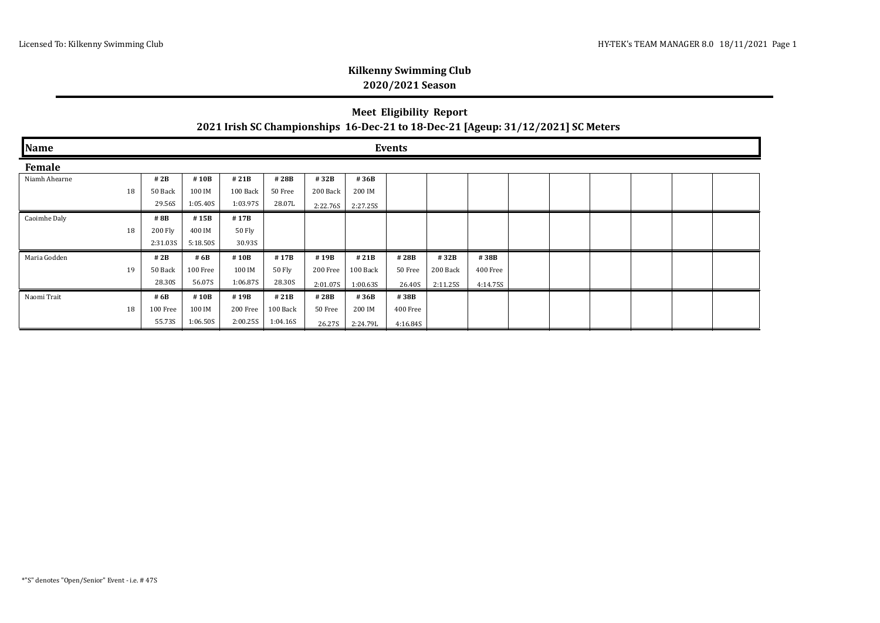## Kilkenny Swimming Club

### 2020/2021 Season

## Meet Eligibility Report

### 2021 Irish SC Championships 16-Dec-21 to 18-Dec-21 [Ageup: 31/12/2021] SC Meters

**Name** | **Events**

**Female**

| Name | Age | | | | | | | | | |
|---|---|---|---|---|---|---|---|---|---|---|
| Niamh Ahearne | 18 | # 2B<br>50 Back<br>29.56S | # 10B<br>100 IM<br>1:05.40S | # 21B<br>100 Back<br>1:03.97S | # 28B<br>50 Free<br>28.07L | # 32B<br>200 Back<br>2:22.76S | # 36B<br>200 IM<br>2:27.25S | | | |
| Caoimhe Daly | 18 | # 8B<br>200 Fly<br>2:31.03S | # 15B<br>400 IM<br>5:18.50S | # 17B<br>50 Fly<br>30.93S | | | | | | |
| Maria Godden | 19 | # 2B<br>50 Back<br>28.30S | # 6B<br>100 Free<br>56.07S | # 10B<br>100 IM<br>1:06.87S | # 17B<br>50 Fly<br>28.30S | # 19B<br>200 Free<br>2:01.07S | # 21B<br>100 Back<br>1:00.63S | # 28B<br>50 Free<br>26.40S | # 32B<br>200 Back<br>2:11.25S | # 38B<br>400 Free<br>4:14.75S |
| Naomi Trait | 18 | # 6B<br>100 Free<br>55.73S | # 10B<br>100 IM<br>1:06.50S | # 19B<br>200 Free<br>2:00.25S | # 21B<br>100 Back<br>1:04.16S | # 28B<br>50 Free<br>26.27S | # 36B<br>200 IM<br>2:24.79L | # 38B<br>400 Free<br>4:16.84S | | |

*"S" denotes "Open/Senior" Event - i.e. # 47S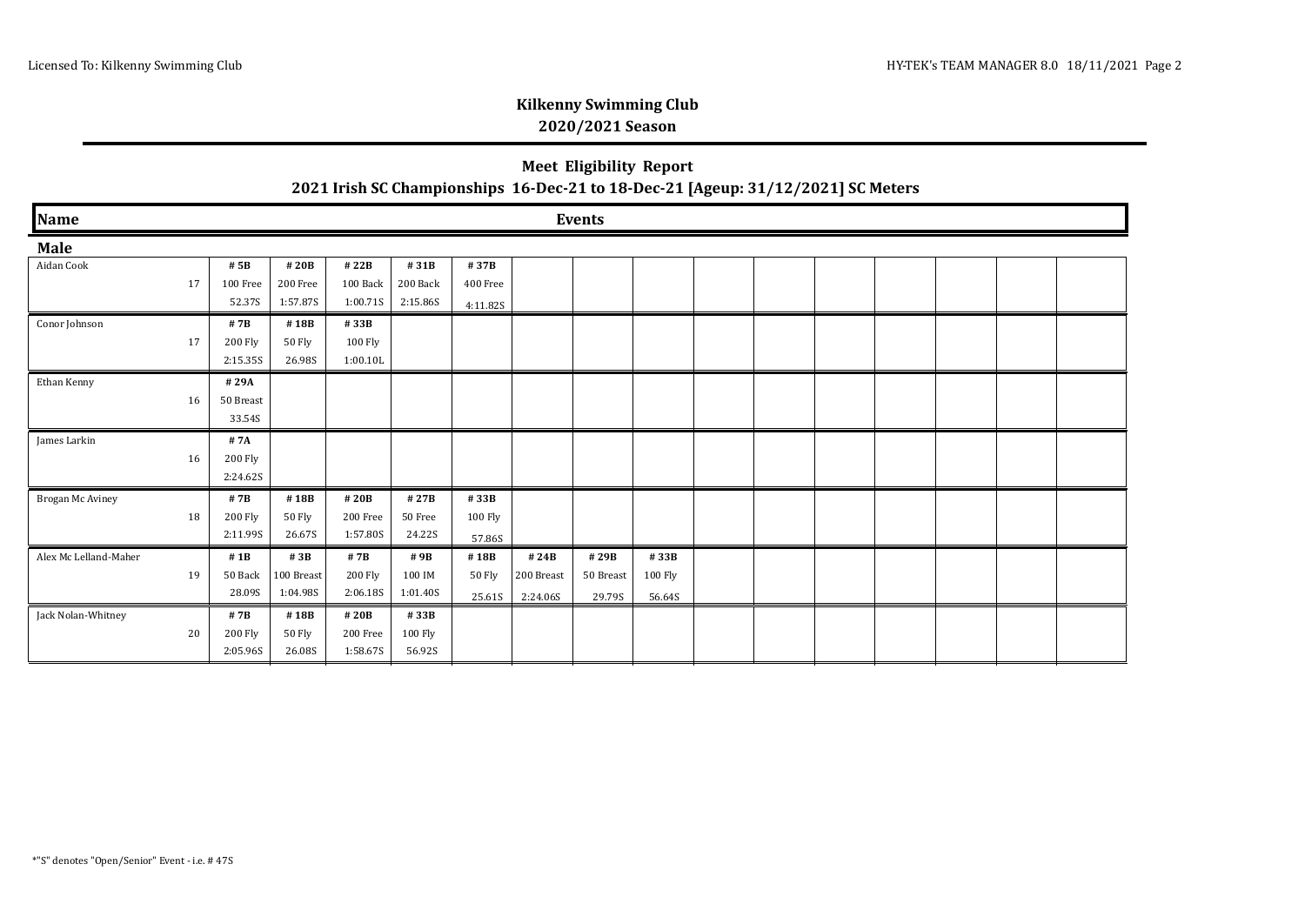## Kilkenny Swimming Club

**2020/2021 Season**

### Meet Eligibility Report

**2021 Irish SC Championships 16-Dec-21 to 18-Dec-21 [Ageup: 31/12/2021] SC Meters**

| Name | | Events | | | | | | | |
|---|---|---|---|---|---|---|---|---|---|
| **Male** | | | | | | | | | |
| Aidan Cook | | # 5B | # 20B | # 22B | # 31B | # 37B | | | |
| | 17 | 100 Free | 200 Free | 100 Back | 200 Back | 400 Free | | | |
| | | 52.37S | 1:57.87S | 1:00.71S | 2:15.86S | 4:11.82S | | | |
| Conor Johnson | | # 7B | # 18B | # 33B | | | | | |
| | 17 | 200 Fly | 50 Fly | 100 Fly | | | | | |
| | | 2:15.35S | 26.98S | 1:00.10L | | | | | |
| Ethan Kenny | | # 29A | | | | | | | |
| | 16 | 50 Breast | | | | | | | |
| | | 33.54S | | | | | | | |
| James Larkin | | # 7A | | | | | | | |
| | 16 | 200 Fly | | | | | | | |
| | | 2:24.62S | | | | | | | |
| Brogan Mc Aviney | | # 7B | # 18B | # 20B | # 27B | # 33B | | | |
| | 18 | 200 Fly | 50 Fly | 200 Free | 50 Free | 100 Fly | | | |
| | | 2:11.99S | 26.67S | 1:57.80S | 24.22S | 57.86S | | | |
| Alex Mc Lelland-Maher | | # 1B | # 3B | # 7B | # 9B | # 18B | # 24B | # 29B | # 33B |
| | 19 | 50 Back | 100 Breast | 200 Fly | 100 IM | 50 Fly | 200 Breast | 50 Breast | 100 Fly |
| | | 28.09S | 1:04.98S | 2:06.18S | 1:01.40S | 25.61S | 2:24.06S | 29.79S | 56.64S |
| Jack Nolan-Whitney | | # 7B | # 18B | # 20B | # 33B | | | | |
| | 20 | 200 Fly | 50 Fly | 200 Free | 100 Fly | | | | |
| | | 2:05.96S | 26.08S | 1:58.67S | 56.92S | | | | |

*"S" denotes "Open/Senior" Event - i.e. # 47S